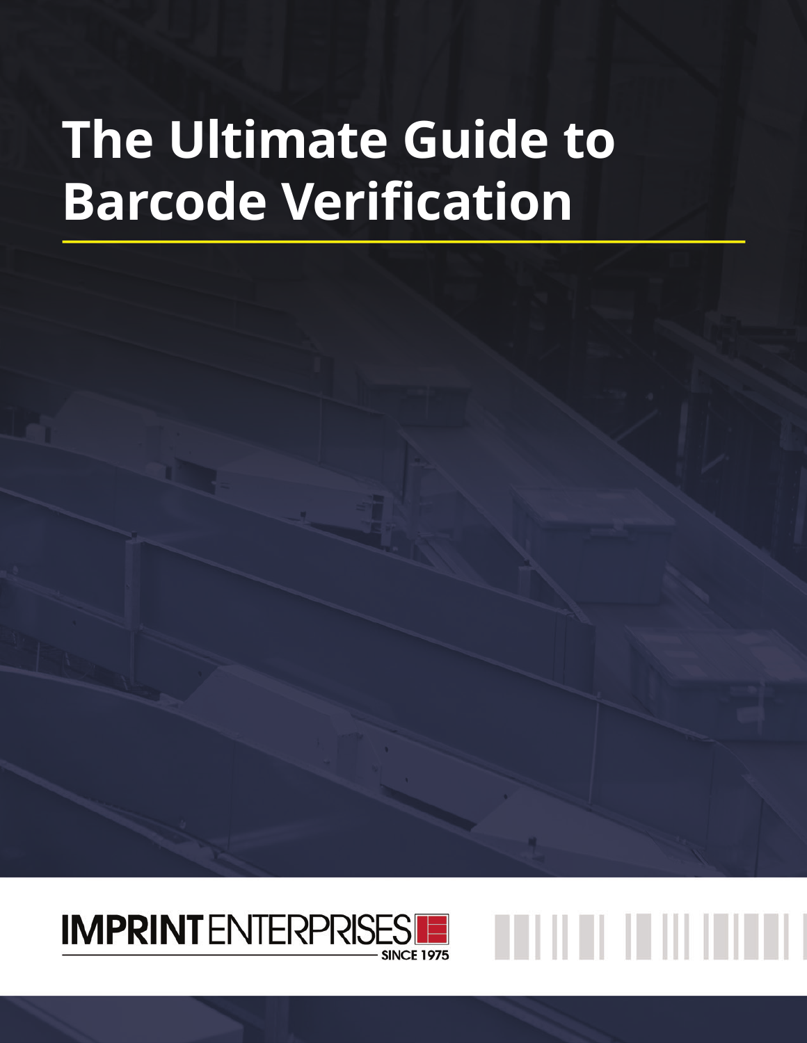# The Ultimate Guide to Barcode Verification

IMPRINT ENTERPRISES

SINCE 1975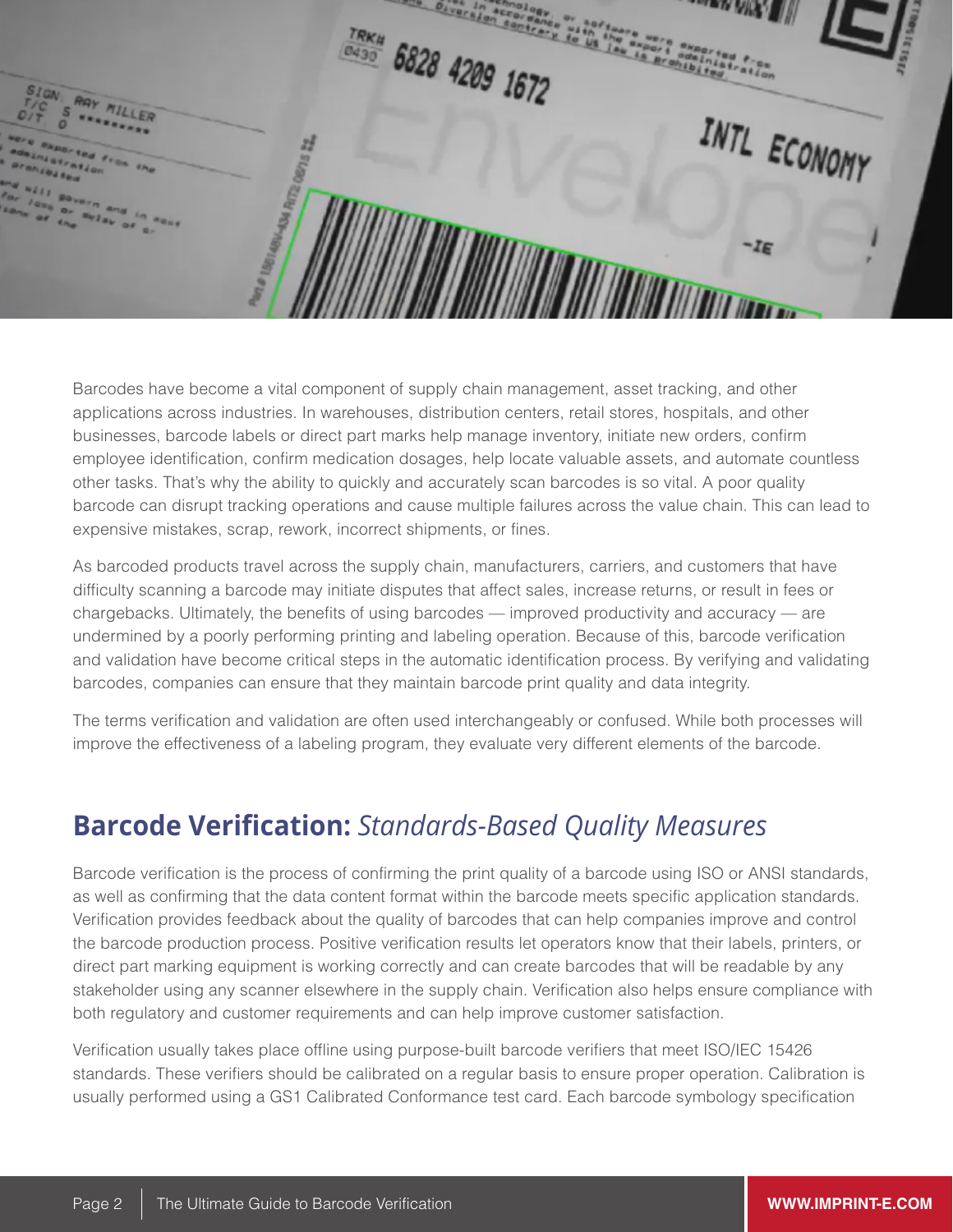Barcodes have become a vital component of supply chain management, asset tracking, and other applications across industries. In warehouses, distribution centers, retail stores, hospitals, and other businesses, barcode labels or direct part marks help manage inventory, initiate new orders, confirm employee identification, confirm medication dosages, help locate valuable assets, and automate countless other tasks. That's why the ability to quickly and accurately scan barcodes is so vital. A poor quality barcode can disrupt tracking operations and cause multiple failures across the value chain. This can lead to expensive mistakes, scrap, rework, incorrect shipments, or fines.

As barcoded products travel across the supply chain, manufacturers, carriers, and customers that have difficulty scanning a barcode may initiate disputes that affect sales, increase returns, or result in fees or chargebacks. Ultimately, the benefits of using barcodes — improved productivity and accuracy — are undermined by a poorly performing printing and labeling operation. Because of this, barcode verification and validation have become critical steps in the automatic identification process. By verifying and validating barcodes, companies can ensure that they maintain barcode print quality and data integrity.

The terms verification and validation are often used interchangeably or confused. While both processes will improve the effectiveness of a labeling program, they evaluate very different elements of the barcode.

## **Barcode Verification:** *Standards-Based Quality Measures*

Barcode verification is the process of confirming the print quality of a barcode using ISO or ANSI standards, as well as confirming that the data content format within the barcode meets specific application standards. Verification provides feedback about the quality of barcodes that can help companies improve and control the barcode production process. Positive verification results let operators know that their labels, printers, or direct part marking equipment is working correctly and can create barcodes that will be readable by any stakeholder using any scanner elsewhere in the supply chain. Verification also helps ensure compliance with both regulatory and customer requirements and can help improve customer satisfaction.

Verification usually takes place offline using purpose-built barcode verifiers that meet ISO/IEC 15426 standards. These verifiers should be calibrated on a regular basis to ensure proper operation. Calibration is usually performed using a GS1 Calibrated Conformance test card. Each barcode symbology specification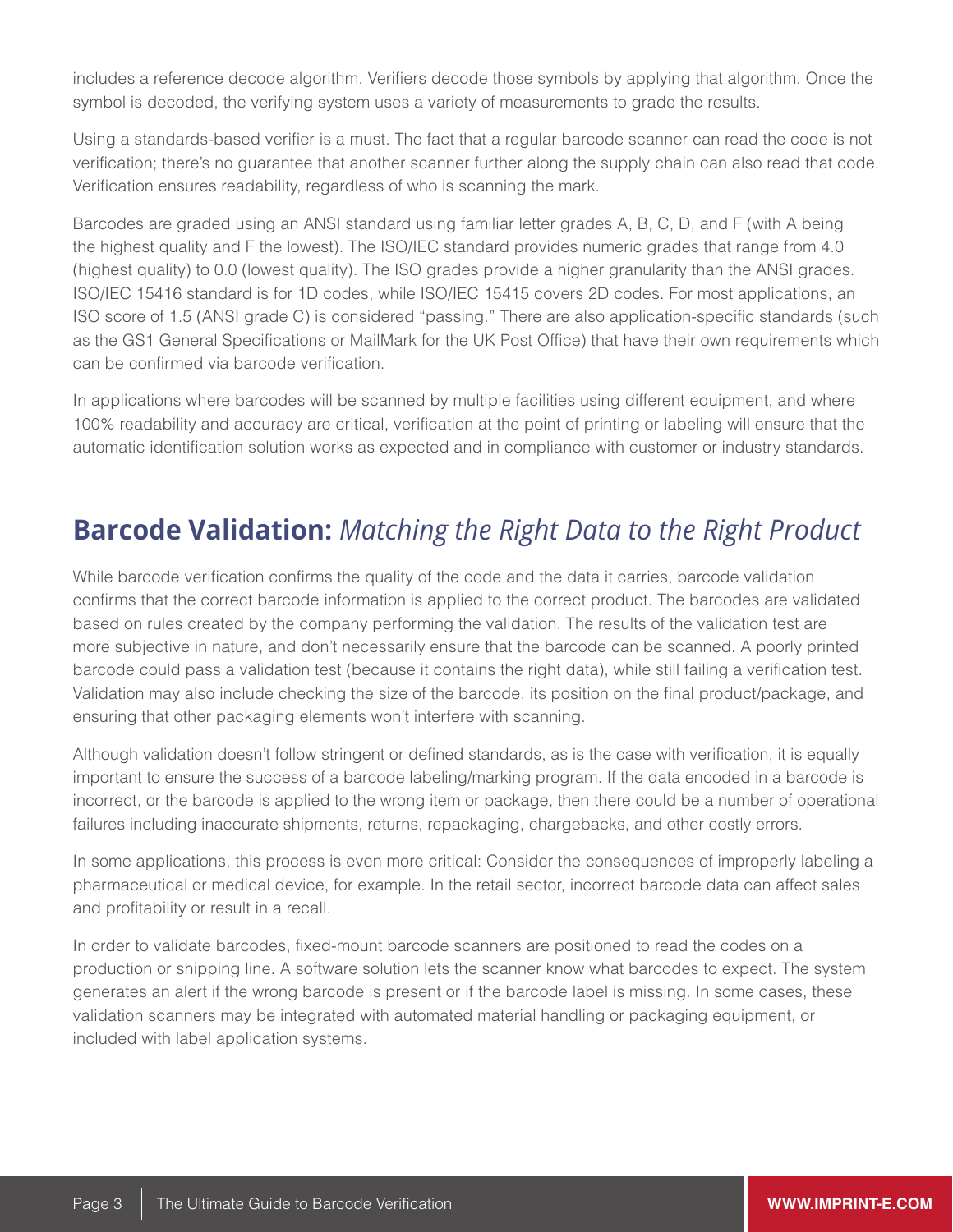includes a reference decode algorithm. Verifiers decode those symbols by applying that algorithm. Once the symbol is decoded, the verifying system uses a variety of measurements to grade the results.

Using a standards-based verifier is a must. The fact that a regular barcode scanner can read the code is not verification; there's no guarantee that another scanner further along the supply chain can also read that code. Verification ensures readability, regardless of who is scanning the mark.

Barcodes are graded using an ANSI standard using familiar letter grades A, B, C, D, and F (with A being the highest quality and F the lowest). The ISO/IEC standard provides numeric grades that range from 4.0 (highest quality) to 0.0 (lowest quality). The ISO grades provide a higher granularity than the ANSI grades. ISO/IEC 15416 standard is for 1D codes, while ISO/IEC 15415 covers 2D codes. For most applications, an ISO score of 1.5 (ANSI grade C) is considered "passing." There are also application-specific standards (such as the GS1 General Specifications or MailMark for the UK Post Office) that have their own requirements which can be confirmed via barcode verification.

In applications where barcodes will be scanned by multiple facilities using different equipment, and where 100% readability and accuracy are critical, verification at the point of printing or labeling will ensure that the automatic identification solution works as expected and in compliance with customer or industry standards.

## **Barcode Validation:** *Matching the Right Data to the Right Product*

While barcode verification confirms the quality of the code and the data it carries, barcode validation confirms that the correct barcode information is applied to the correct product. The barcodes are validated based on rules created by the company performing the validation. The results of the validation test are more subjective in nature, and don't necessarily ensure that the barcode can be scanned. A poorly printed barcode could pass a validation test (because it contains the right data), while still failing a verification test. Validation may also include checking the size of the barcode, its position on the final product/package, and ensuring that other packaging elements won't interfere with scanning.

Although validation doesn't follow stringent or defined standards, as is the case with verification, it is equally important to ensure the success of a barcode labeling/marking program. If the data encoded in a barcode is incorrect, or the barcode is applied to the wrong item or package, then there could be a number of operational failures including inaccurate shipments, returns, repackaging, chargebacks, and other costly errors.

In some applications, this process is even more critical: Consider the consequences of improperly labeling a pharmaceutical or medical device, for example. In the retail sector, incorrect barcode data can affect sales and profitability or result in a recall.

In order to validate barcodes, fixed-mount barcode scanners are positioned to read the codes on a production or shipping line. A software solution lets the scanner know what barcodes to expect. The system generates an alert if the wrong barcode is present or if the barcode label is missing. In some cases, these validation scanners may be integrated with automated material handling or packaging equipment, or included with label application systems.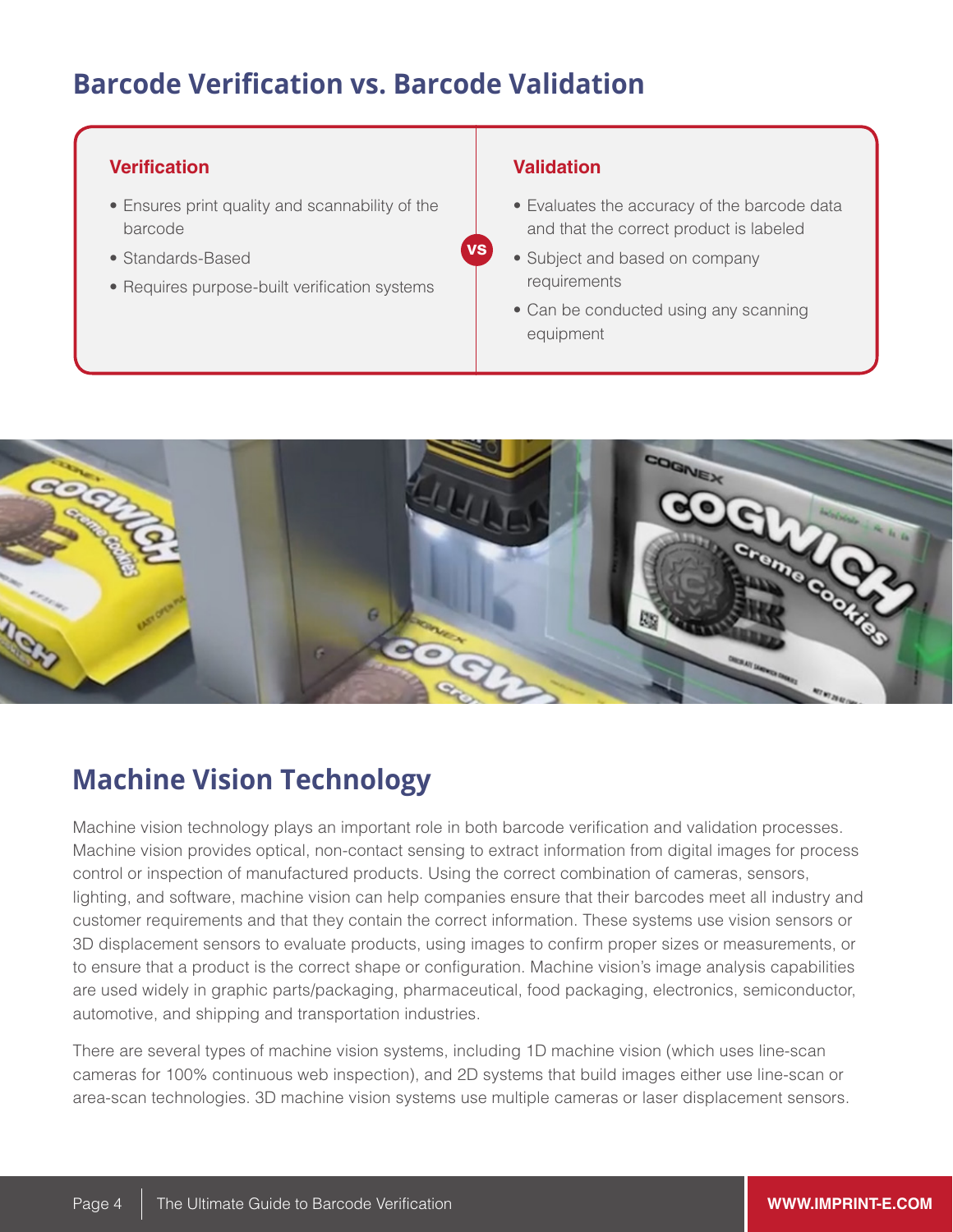## Barcode Verification vs. Barcode Validation

### Verification

- Ensures print quality and scannability of the barcode
- Standards-Based
- Requires purpose-built verification systems

VS

### Validation

- Evaluates the accuracy of the barcode data and that the correct product is labeled
- Subject and based on company requirements
- Can be conducted using any scanning equipment

## Machine Vision Technology

Machine vision technology plays an important role in both barcode verification and validation processes. Machine vision provides optical, non-contact sensing to extract information from digital images for process control or inspection of manufactured products. Using the correct combination of cameras, sensors, lighting, and software, machine vision can help companies ensure that their barcodes meet all industry and customer requirements and that they contain the correct information. These systems use vision sensors or 3D displacement sensors to evaluate products, using images to confirm proper sizes or measurements, or to ensure that a product is the correct shape or configuration. Machine vision's image analysis capabilities are used widely in graphic parts/packaging, pharmaceutical, food packaging, electronics, semiconductor, automotive, and shipping and transportation industries.

There are several types of machine vision systems, including 1D machine vision (which uses line-scan cameras for 100% continuous web inspection), and 2D systems that build images either use line-scan or area-scan technologies. 3D machine vision systems use multiple cameras or laser displacement sensors.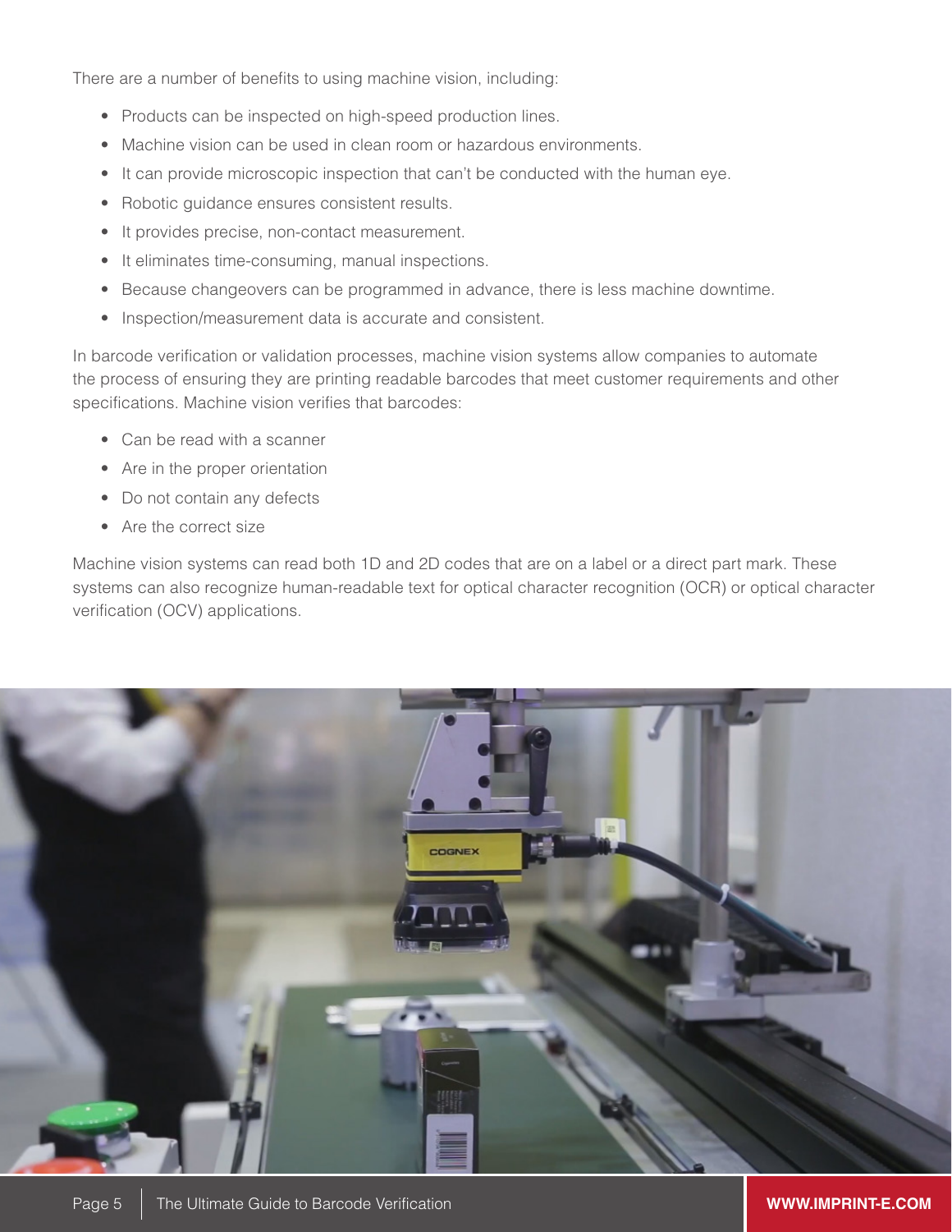There are a number of benefits to using machine vision, including:

- Products can be inspected on high-speed production lines.
- Machine vision can be used in clean room or hazardous environments.
- It can provide microscopic inspection that can't be conducted with the human eye.
- Robotic guidance ensures consistent results.
- It provides precise, non-contact measurement.
- It eliminates time-consuming, manual inspections.
- Because changeovers can be programmed in advance, there is less machine downtime.
- Inspection/measurement data is accurate and consistent.

In barcode verification or validation processes, machine vision systems allow companies to automate the process of ensuring they are printing readable barcodes that meet customer requirements and other specifications. Machine vision verifies that barcodes:

- Can be read with a scanner
- Are in the proper orientation
- Do not contain any defects
- Are the correct size

Machine vision systems can read both 1D and 2D codes that are on a label or a direct part mark. These systems can also recognize human-readable text for optical character recognition (OCR) or optical character verification (OCV) applications.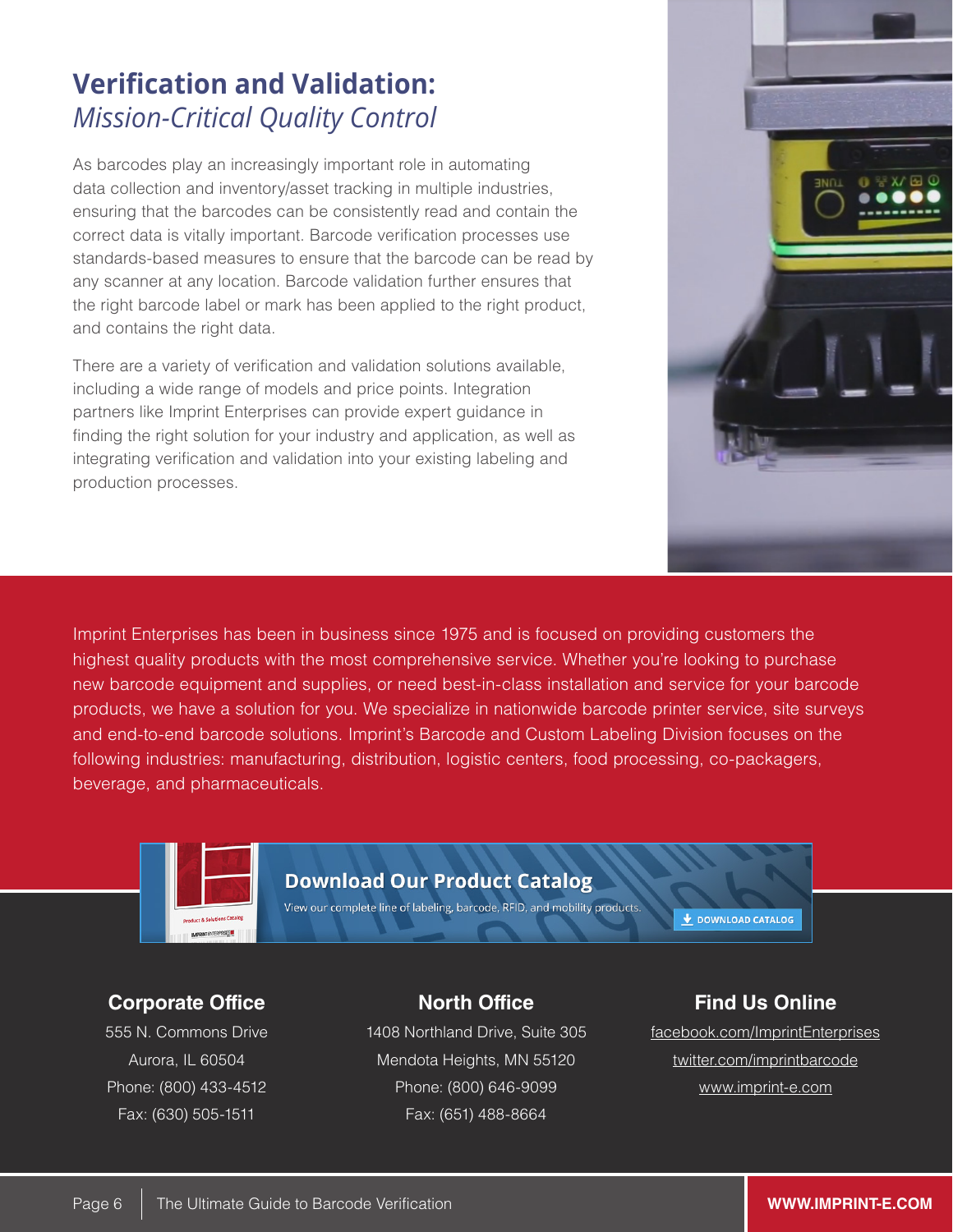## Verification and Validation: *Mission-Critical Quality Control*

As barcodes play an increasingly important role in automating data collection and inventory/asset tracking in multiple industries, ensuring that the barcodes can be consistently read and contain the correct data is vitally important. Barcode verification processes use standards-based measures to ensure that the barcode can be read by any scanner at any location. Barcode validation further ensures that the right barcode label or mark has been applied to the right product, and contains the right data.

There are a variety of verification and validation solutions available, including a wide range of models and price points. Integration partners like Imprint Enterprises can provide expert guidance in finding the right solution for your industry and application, as well as integrating verification and validation into your existing labeling and production processes.

Imprint Enterprises has been in business since 1975 and is focused on providing customers the highest quality products with the most comprehensive service. Whether you're looking to purchase new barcode equipment and supplies, or need best-in-class installation and service for your barcode products, we have a solution for you. We specialize in nationwide barcode printer service, site surveys and end-to-end barcode solutions. Imprint's Barcode and Custom Labeling Division focuses on the following industries: manufacturing, distribution, logistic centers, food processing, co-packagers, beverage, and pharmaceuticals.

**Download Our Product Catalog**

View our complete line of labeling, barcode, RFID, and mobility products.

DOWNLOAD CATALOG

### Corporate Office

555 N. Commons Drive
Aurora, IL 60504
Phone: (800) 433-4512
Fax: (630) 505-1511

### North Office

1408 Northland Drive, Suite 305
Mendota Heights, MN 55120
Phone: (800) 646-9099
Fax: (651) 488-8664

### Find Us Online

facebook.com/ImprintEnterprises
twitter.com/imprintbarcode
www.imprint-e.com